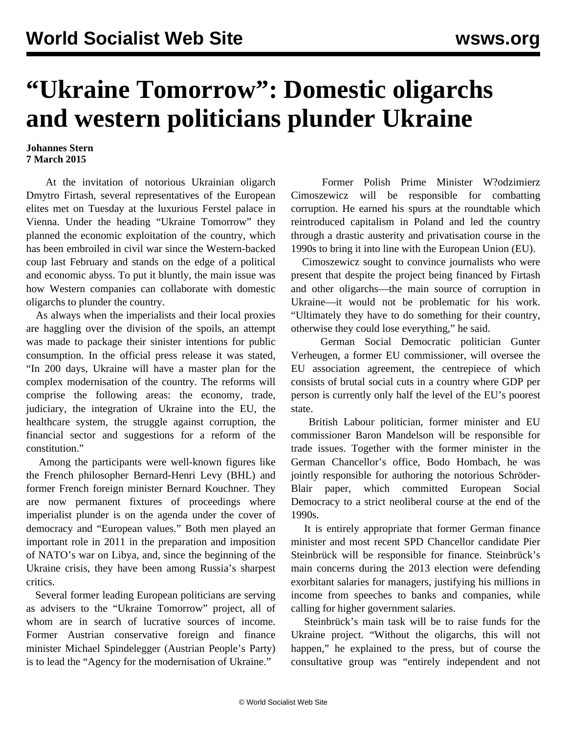# "Ukraine Tomorrow": Domestic oligarchs and western politicians plunder Ukraine

**Johannes Stern**
**7 March 2015**

At the invitation of notorious Ukrainian oligarch Dmytro Firtash, several representatives of the European elites met on Tuesday at the luxurious Ferstel palace in Vienna. Under the heading "Ukraine Tomorrow" they planned the economic exploitation of the country, which has been embroiled in civil war since the Western-backed coup last February and stands on the edge of a political and economic abyss. To put it bluntly, the main issue was how Western companies can collaborate with domestic oligarchs to plunder the country.

As always when the imperialists and their local proxies are haggling over the division of the spoils, an attempt was made to package their sinister intentions for public consumption. In the official press release it was stated, "In 200 days, Ukraine will have a master plan for the complex modernisation of the country. The reforms will comprise the following areas: the economy, trade, judiciary, the integration of Ukraine into the EU, the healthcare system, the struggle against corruption, the financial sector and suggestions for a reform of the constitution."

Among the participants were well-known figures like the French philosopher Bernard-Henri Levy (BHL) and former French foreign minister Bernard Kouchner. They are now permanent fixtures of proceedings where imperialist plunder is on the agenda under the cover of democracy and "European values." Both men played an important role in 2011 in the preparation and imposition of NATO's war on Libya, and, since the beginning of the Ukraine crisis, they have been among Russia's sharpest critics.

Several former leading European politicians are serving as advisers to the "Ukraine Tomorrow" project, all of whom are in search of lucrative sources of income. Former Austrian conservative foreign and finance minister Michael Spindelegger (Austrian People's Party) is to lead the "Agency for the modernisation of Ukraine."

Former Polish Prime Minister W?odzimierz Cimoszewicz will be responsible for combatting corruption. He earned his spurs at the roundtable which reintroduced capitalism in Poland and led the country through a drastic austerity and privatisation course in the 1990s to bring it into line with the European Union (EU).

Cimoszewicz sought to convince journalists who were present that despite the project being financed by Firtash and other oligarchs—the main source of corruption in Ukraine—it would not be problematic for his work. "Ultimately they have to do something for their country, otherwise they could lose everything," he said.

German Social Democratic politician Gunter Verheugen, a former EU commissioner, will oversee the EU association agreement, the centrepiece of which consists of brutal social cuts in a country where GDP per person is currently only half the level of the EU's poorest state.

British Labour politician, former minister and EU commissioner Baron Mandelson will be responsible for trade issues. Together with the former minister in the German Chancellor's office, Bodo Hombach, he was jointly responsible for authoring the notorious Schröder-Blair paper, which committed European Social Democracy to a strict neoliberal course at the end of the 1990s.

It is entirely appropriate that former German finance minister and most recent SPD Chancellor candidate Pier Steinbrück will be responsible for finance. Steinbrück's main concerns during the 2013 election were defending exorbitant salaries for managers, justifying his millions in income from speeches to banks and companies, while calling for higher government salaries.

Steinbrück's main task will be to raise funds for the Ukraine project. "Without the oligarchs, this will not happen," he explained to the press, but of course the consultative group was "entirely independent and not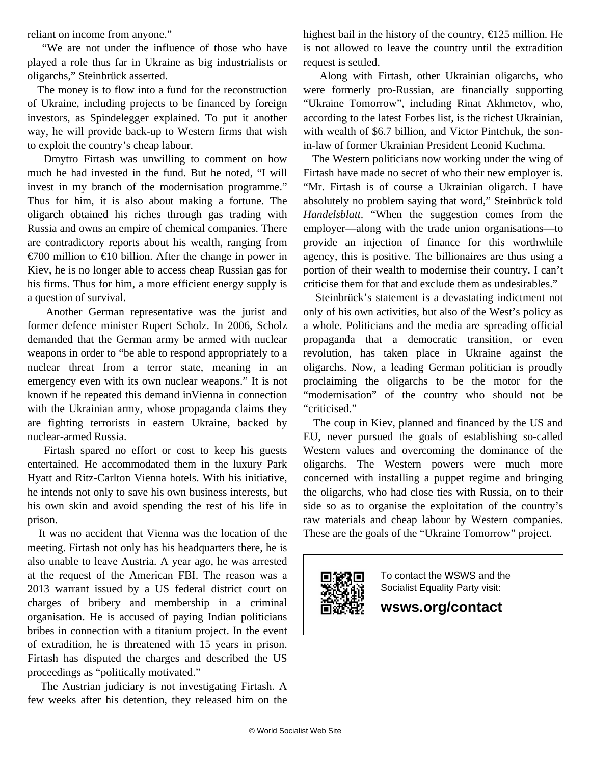reliant on income from anyone."

"We are not under the influence of those who have played a role thus far in Ukraine as big industrialists or oligarchs," Steinbrück asserted.

The money is to flow into a fund for the reconstruction of Ukraine, including projects to be financed by foreign investors, as Spindelegger explained. To put it another way, he will provide back-up to Western firms that wish to exploit the country's cheap labour.

Dmytro Firtash was unwilling to comment on how much he had invested in the fund. But he noted, "I will invest in my branch of the modernisation programme." Thus for him, it is also about making a fortune. The oligarch obtained his riches through gas trading with Russia and owns an empire of chemical companies. There are contradictory reports about his wealth, ranging from €700 million to €10 billion. After the change in power in Kiev, he is no longer able to access cheap Russian gas for his firms. Thus for him, a more efficient energy supply is a question of survival.

Another German representative was the jurist and former defence minister Rupert Scholz. In 2006, Scholz demanded that the German army be armed with nuclear weapons in order to "be able to respond appropriately to a nuclear threat from a terror state, meaning in an emergency even with its own nuclear weapons." It is not known if he repeated this demand inVienna in connection with the Ukrainian army, whose propaganda claims they are fighting terrorists in eastern Ukraine, backed by nuclear-armed Russia.

Firtash spared no effort or cost to keep his guests entertained. He accommodated them in the luxury Park Hyatt and Ritz-Carlton Vienna hotels. With his initiative, he intends not only to save his own business interests, but his own skin and avoid spending the rest of his life in prison.

It was no accident that Vienna was the location of the meeting. Firtash not only has his headquarters there, he is also unable to leave Austria. A year ago, he was arrested at the request of the American FBI. The reason was a 2013 warrant issued by a US federal district court on charges of bribery and membership in a criminal organisation. He is accused of paying Indian politicians bribes in connection with a titanium project. In the event of extradition, he is threatened with 15 years in prison. Firtash has disputed the charges and described the US proceedings as "politically motivated."

The Austrian judiciary is not investigating Firtash. A few weeks after his detention, they released him on the highest bail in the history of the country, €125 million. He is not allowed to leave the country until the extradition request is settled.

Along with Firtash, other Ukrainian oligarchs, who were formerly pro-Russian, are financially supporting "Ukraine Tomorrow", including Rinat Akhmetov, who, according to the latest Forbes list, is the richest Ukrainian, with wealth of $6.7 billion, and Victor Pintchuk, the son-in-law of former Ukrainian President Leonid Kuchma.

The Western politicians now working under the wing of Firtash have made no secret of who their new employer is. "Mr. Firtash is of course a Ukrainian oligarch. I have absolutely no problem saying that word," Steinbrück told *Handelsblatt*. "When the suggestion comes from the employer—along with the trade union organisations—to provide an injection of finance for this worthwhile agency, this is positive. The billionaires are thus using a portion of their wealth to modernise their country. I can't criticise them for that and exclude them as undesirables."

Steinbrück's statement is a devastating indictment not only of his own activities, but also of the West's policy as a whole. Politicians and the media are spreading official propaganda that a democratic transition, or even revolution, has taken place in Ukraine against the oligarchs. Now, a leading German politician is proudly proclaiming the oligarchs to be the motor for the "modernisation" of the country who should not be "criticised."

The coup in Kiev, planned and financed by the US and EU, never pursued the goals of establishing so-called Western values and overcoming the dominance of the oligarchs. The Western powers were much more concerned with installing a puppet regime and bringing the oligarchs, who had close ties with Russia, on to their side so as to organise the exploitation of the country's raw materials and cheap labour by Western companies. These are the goals of the "Ukraine Tomorrow" project.

To contact the WSWS and the Socialist Equality Party visit:

**wsws.org/contact**